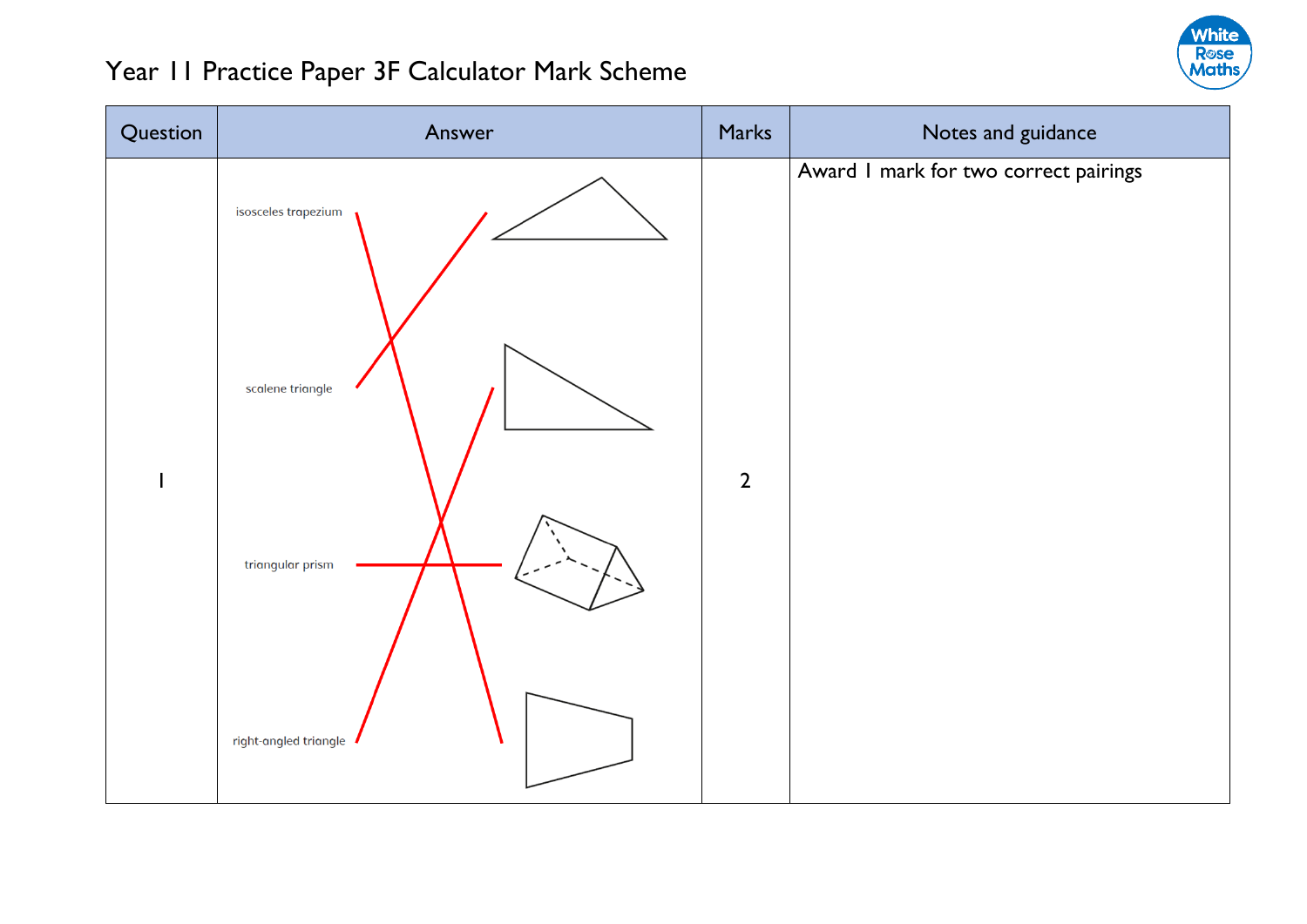# Year 11 Practice Paper 3F Calculator Mark Scheme

| Question | Answer | Marks | Notes and guidance |
|---|---|---|---|
| 1 | isosceles trapezium<br>scalene triangle<br>triangular prism<br>right-angled triangle | 2 | Award 1 mark for two correct pairings |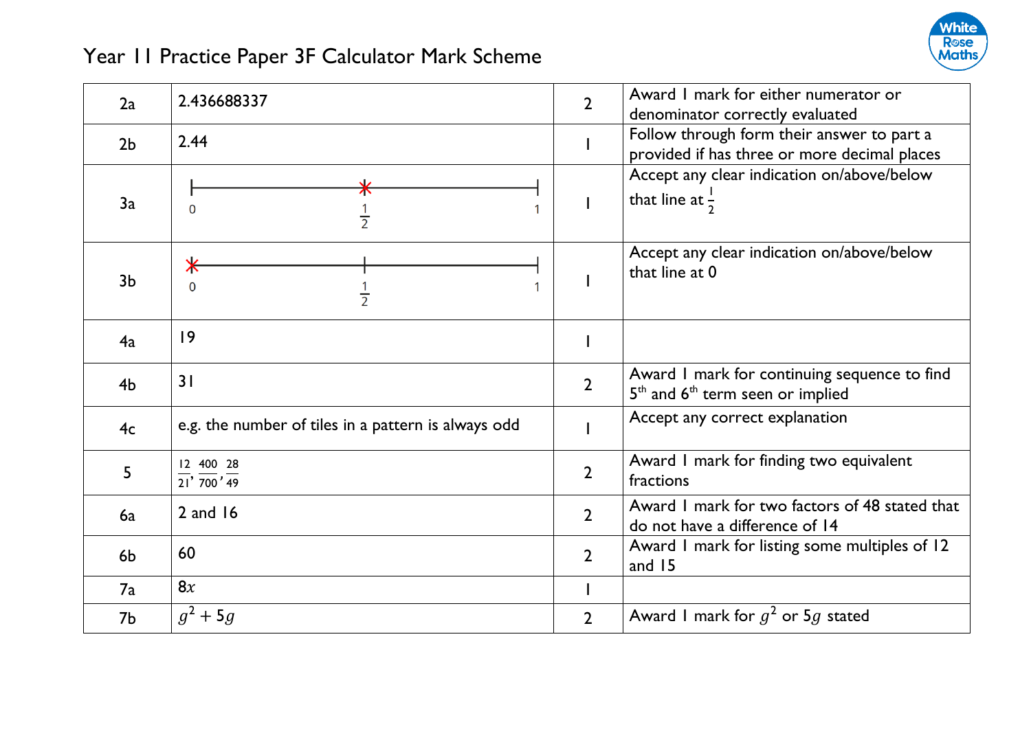# Year 11 Practice Paper 3F Calculator Mark Scheme

| | | | |
|---|---|---|---|
| 2a | 2.436688337 | 2 | Award 1 mark for either numerator or denominator correctly evaluated |
| 2b | 2.44 | 1 | Follow through form their answer to part a provided if has three or more decimal places |
| 3a | Number line from 0 to 1 with mark at $\frac{1}{2}$ | 1 | Accept any clear indication on/above/below that line at $\frac{1}{2}$ |
| 3b | Number line from 0 to 1 with mark at 0 | 1 | Accept any clear indication on/above/below that line at 0 |
| 4a | 19 | 1 | |
| 4b | 31 | 2 | Award 1 mark for continuing sequence to find 5th and 6th term seen or implied |
| 4c | e.g. the number of tiles in a pattern is always odd | 1 | Accept any correct explanation |
| 5 | $\frac{12}{21}, \frac{400}{700}, \frac{28}{49}$ | 2 | Award 1 mark for finding two equivalent fractions |
| 6a | 2 and 16 | 2 | Award 1 mark for two factors of 48 stated that do not have a difference of 14 |
| 6b | 60 | 2 | Award 1 mark for listing some multiples of 12 and 15 |
| 7a | $8x$ | 1 | |
| 7b | $g^2 + 5g$ | 2 | Award 1 mark for $g^2$ or $5g$ stated |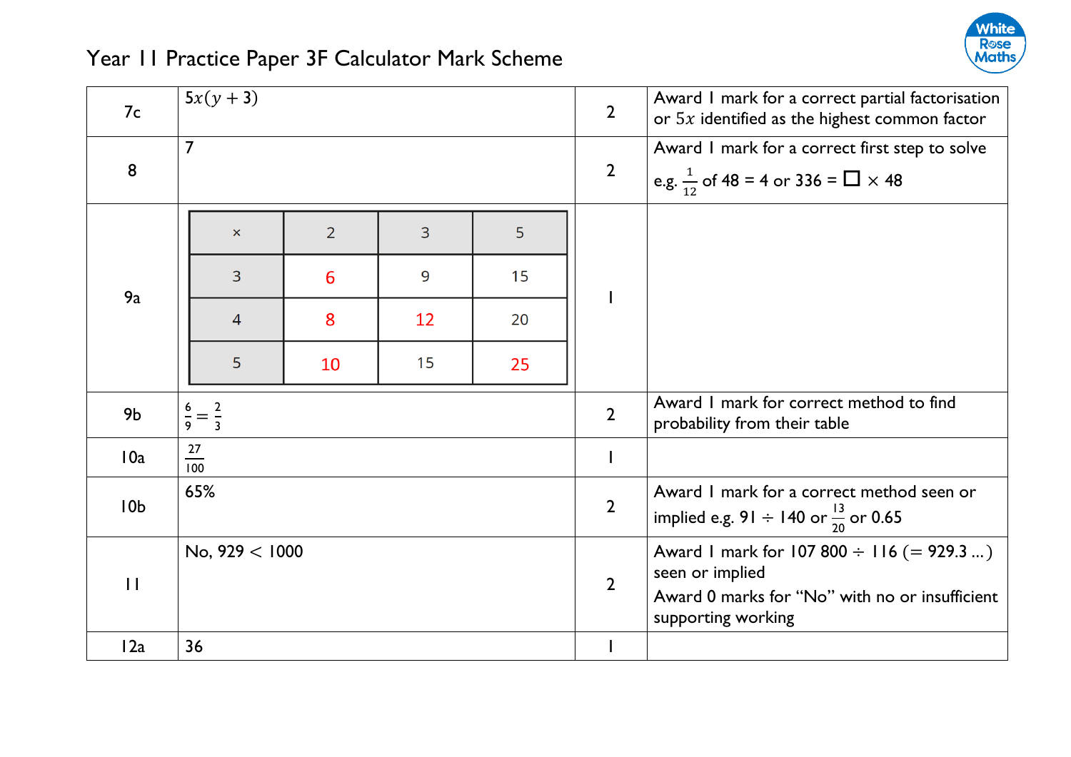# Year 11 Practice Paper 3F Calculator Mark Scheme

| | | | |
|---|---|---|---|
| 7c | $5x(y+3)$ | 2 | Award 1 mark for a correct partial factorisation or $5x$ identified as the highest common factor |
| 8 | 7 | 2 | Award 1 mark for a correct first step to solve e.g. $\frac{1}{12}$ of 48 = 4 or 336 = ☐ × 48 |
| 9a | <table><tr><th>×</th><th>2</th><th>3</th><th>5</th></tr><tr><td>3</td><td>6</td><td>9</td><td>15</td></tr><tr><td>4</td><td>8</td><td>12</td><td>20</td></tr><tr><td>5</td><td>10</td><td>15</td><td>25</td></tr></table> | 1 | |
| 9b | $\frac{6}{9} = \frac{2}{3}$ | 2 | Award 1 mark for correct method to find probability from their table |
| 10a | $\frac{27}{100}$ | 1 | |
| 10b | 65% | 2 | Award 1 mark for a correct method seen or implied e.g. 91 ÷ 140 or $\frac{13}{20}$ or 0.65 |
| 11 | No, $929 < 1000$ | 2 | Award 1 mark for 107 800 ÷ 116 (= 929.3 ...) seen or implied<br>Award 0 marks for "No" with no or insufficient supporting working |
| 12a | 36 | 1 | |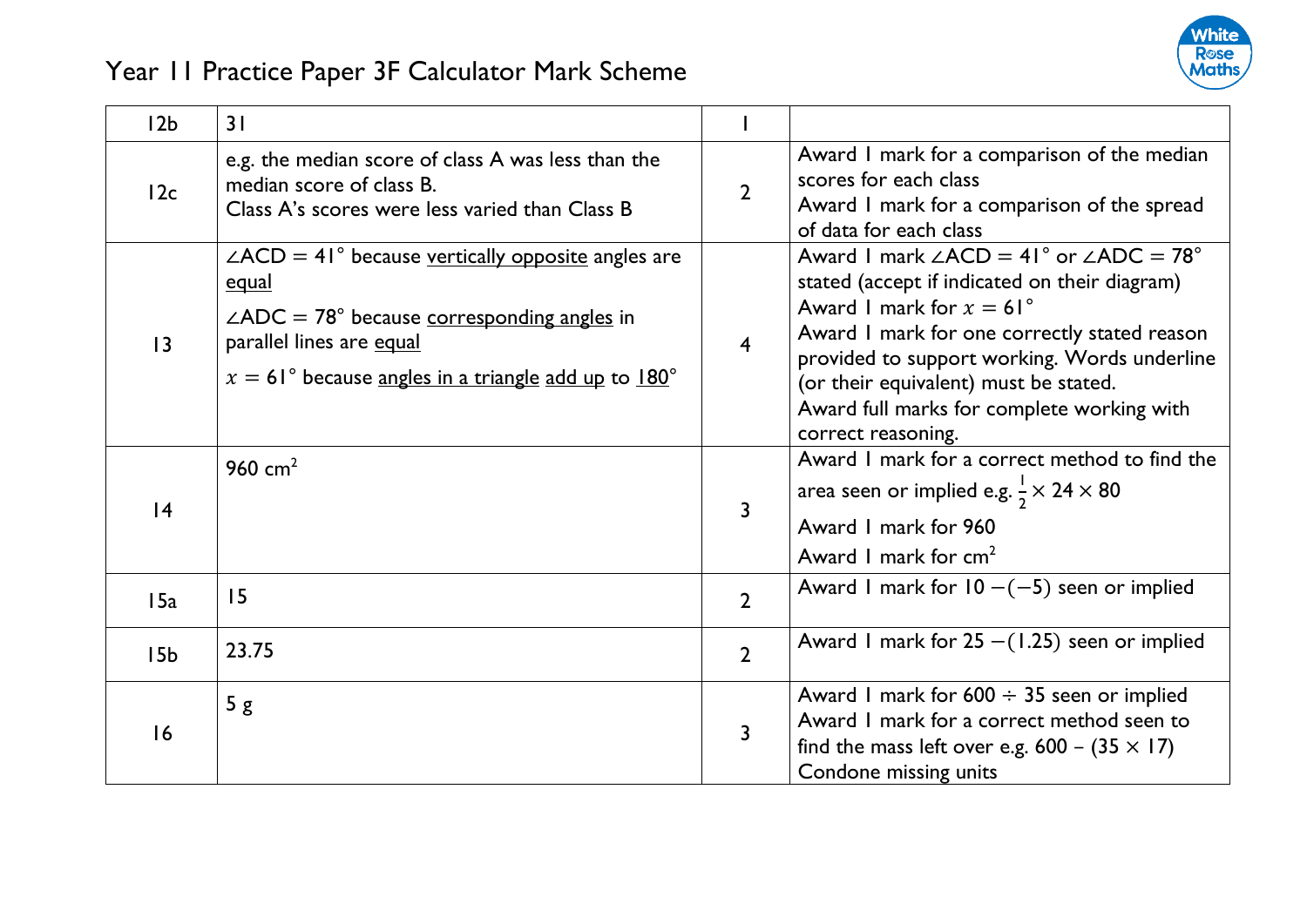# Year 11 Practice Paper 3F Calculator Mark Scheme

| | | | |
|---|---|---|---|
| 12b | 31 | 1 | |
| 12c | e.g. the median score of class A was less than the median score of class B.<br>Class A's scores were less varied than Class B | 2 | Award 1 mark for a comparison of the median scores for each class<br>Award 1 mark for a comparison of the spread of data for each class |
| 13 | ∠ACD = 41° because vertically opposite angles are equal<br>∠ADC = 78° because corresponding angles in parallel lines are equal<br>$x = 61°$ because angles in a triangle add up to 180° | 4 | Award 1 mark ∠ACD = 41° or ∠ADC = 78° stated (accept if indicated on their diagram)<br>Award 1 mark for $x = 61°$<br>Award 1 mark for one correctly stated reason provided to support working. Words underline (or their equivalent) must be stated.<br>Award full marks for complete working with correct reasoning. |
| 14 | 960 cm$^2$ | 3 | Award 1 mark for a correct method to find the area seen or implied e.g. $\frac{1}{2} \times 24 \times 80$<br>Award 1 mark for 960<br>Award 1 mark for cm$^2$ |
| 15a | 15 | 2 | Award 1 mark for $10 - (-5)$ seen or implied |
| 15b | 23.75 | 2 | Award 1 mark for $25 - (1.25)$ seen or implied |
| 16 | 5 g | 3 | Award 1 mark for $600 \div 35$ seen or implied<br>Award 1 mark for a correct method seen to find the mass left over e.g. $600 - (35 \times 17)$<br>Condone missing units |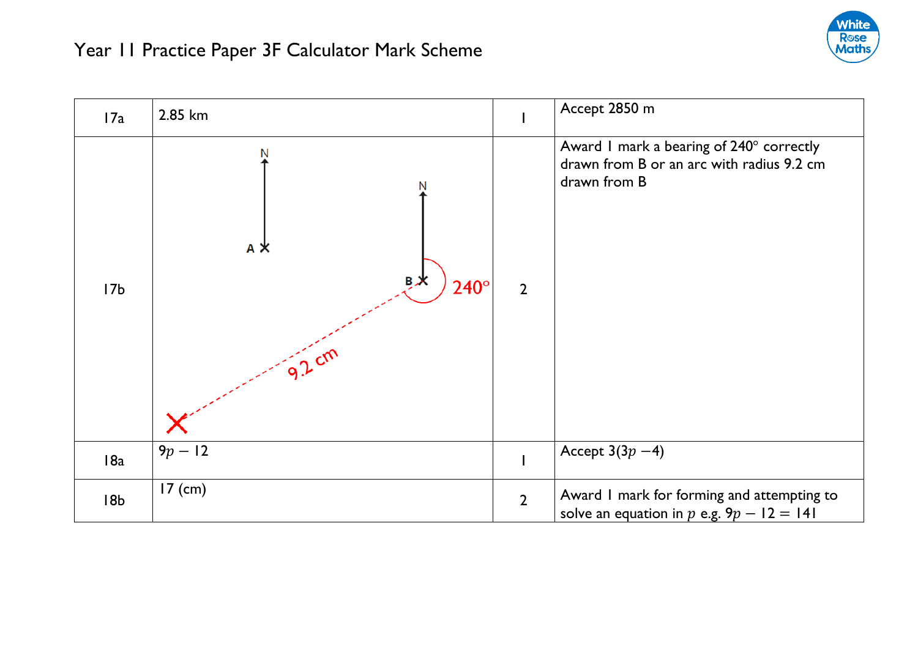# Year 11 Practice Paper 3F Calculator Mark Scheme

| | | | |
|---|---|---|---|
| 17a | 2.85 km | 1 | Accept 2850 m |
| 17b | N, A, N, B, 240°, 9.2 cm | 2 | Award 1 mark a bearing of 240° correctly drawn from B or an arc with radius 9.2 cm drawn from B |
| 18a | $9p - 12$ | 1 | Accept $3(3p - 4)$ |
| 18b | 17 (cm) | 2 | Award 1 mark for forming and attempting to solve an equation in $p$ e.g. $9p - 12 = 141$ |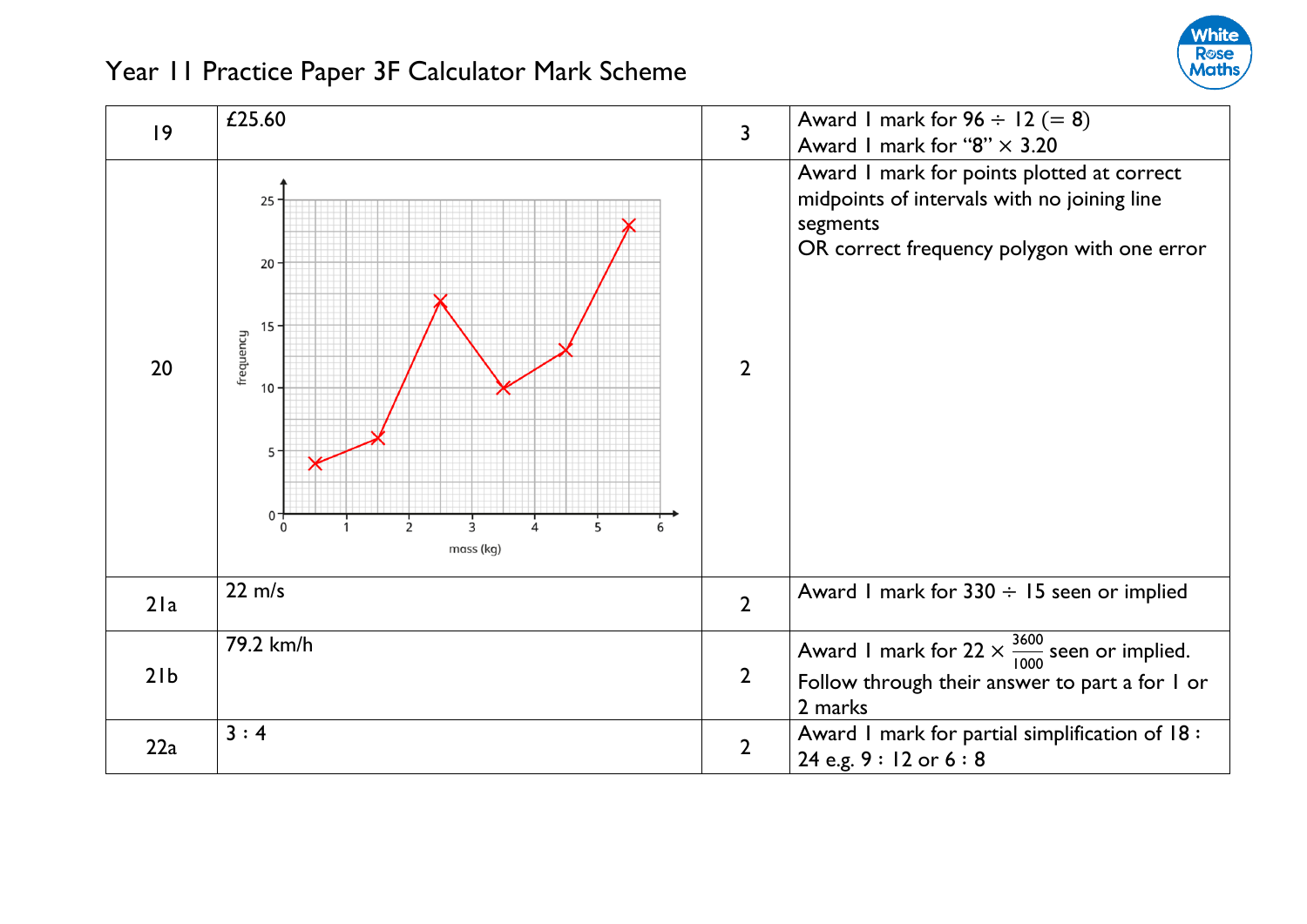# Year 11 Practice Paper 3F Calculator Mark Scheme

| | | | |
|---|---|---|---|
| 19 | £25.60 | 3 | Award 1 mark for $96 \div 12$ (= 8)<br>Award 1 mark for "8" $\times$ 3.20 |
| 20 | Frequency polygon (frequency against mass (kg)) with points plotted at (0.5, 4), (1.5, 6), (2.5, 17), (3.5, 10), (4.5, 13), (5.5, 23), joined with line segments | 2 | Award 1 mark for points plotted at correct midpoints of intervals with no joining line segments<br>OR correct frequency polygon with one error |
| 21a | 22 m/s | 2 | Award 1 mark for $330 \div 15$ seen or implied |
| 21b | 79.2 km/h | 2 | Award 1 mark for $22 \times \frac{3600}{1000}$ seen or implied.<br>Follow through their answer to part a for 1 or 2 marks |
| 22a | 3 : 4 | 2 | Award 1 mark for partial simplification of 18 : 24 e.g. 9 : 12 or 6 : 8 |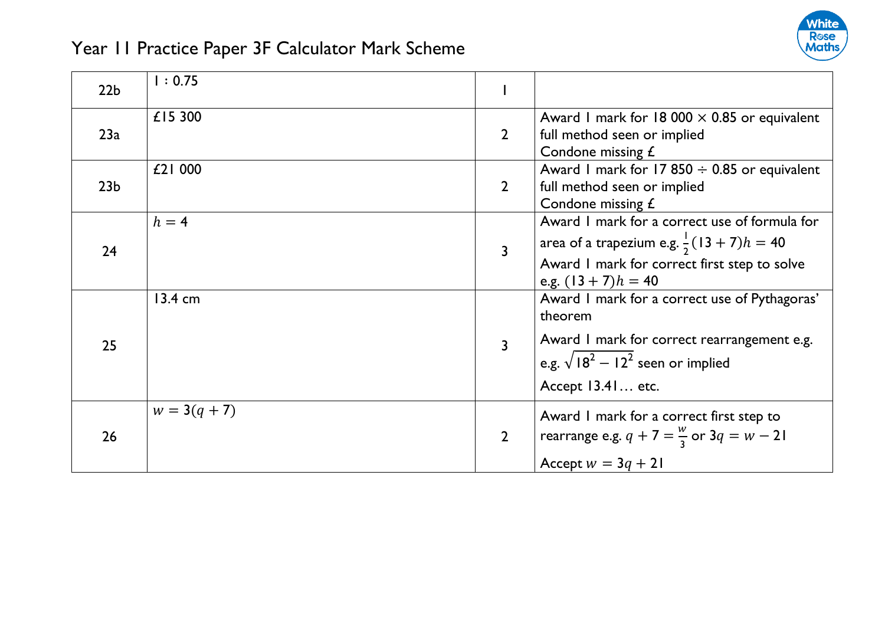# Year 11 Practice Paper 3F Calculator Mark Scheme

| | | | |
|---|---|---|---|
| 22b | 1 : 0.75 | 1 | |
| 23a | £15 300 | 2 | Award 1 mark for 18 000 × 0.85 or equivalent full method seen or implied<br>Condone missing £ |
| 23b | £21 000 | 2 | Award 1 mark for 17 850 ÷ 0.85 or equivalent full method seen or implied<br>Condone missing £ |
| 24 | $h = 4$ | 3 | Award 1 mark for a correct use of formula for area of a trapezium e.g. $\frac{1}{2}(13 + 7)h = 40$<br>Award 1 mark for correct first step to solve e.g. $(13 + 7)h = 40$ |
| 25 | 13.4 cm | 3 | Award 1 mark for a correct use of Pythagoras' theorem<br>Award 1 mark for correct rearrangement e.g. e.g. $\sqrt{18^2 - 12^2}$ seen or implied<br>Accept 13.41… etc. |
| 26 | $w = 3(q + 7)$ | 2 | Award 1 mark for a correct first step to rearrange e.g. $q + 7 = \frac{w}{3}$ or $3q = w - 21$<br>Accept $w = 3q + 21$ |